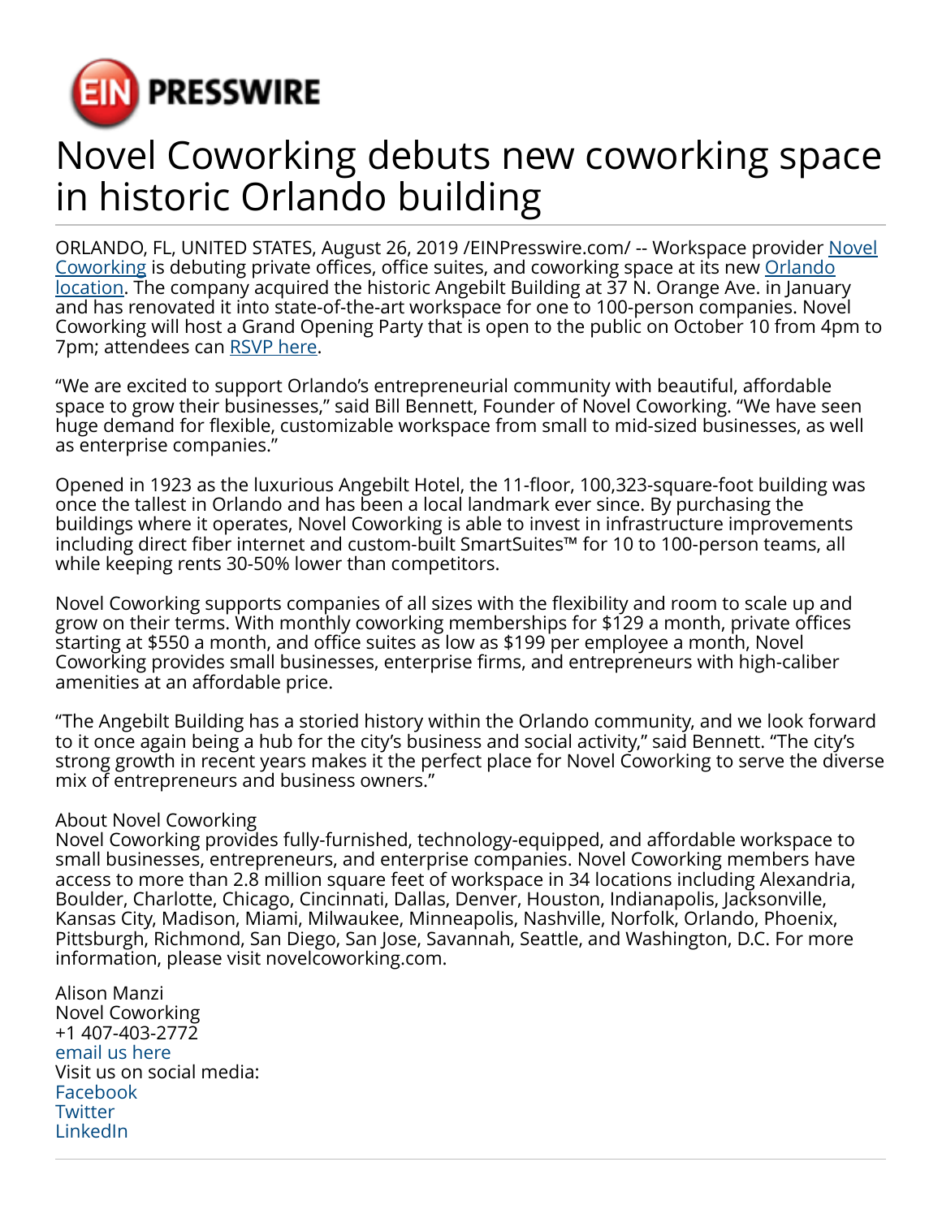# Novel Coworking debuts new coworking space in historic Orlando building

ORLANDO, FL, UNITED STATES, August 26, 2019 /EINPresswire.com/ -- Workspace provider Novel Coworking is debuting private offices, office suites, and coworking space at its new Orlando location. The company acquired the historic Angebilt Building at 37 N. Orange Ave. in January and has renovated it into state-of-the-art workspace for one to 100-person companies. Novel Coworking will host a Grand Opening Party that is open to the public on October 10 from 4pm to 7pm; attendees can RSVP here.

“We are excited to support Orlando’s entrepreneurial community with beautiful, affordable space to grow their businesses,” said Bill Bennett, Founder of Novel Coworking. “We have seen huge demand for flexible, customizable workspace from small to mid-sized businesses, as well as enterprise companies.”

Opened in 1923 as the luxurious Angebilt Hotel, the 11-floor, 100,323-square-foot building was once the tallest in Orlando and has been a local landmark ever since. By purchasing the buildings where it operates, Novel Coworking is able to invest in infrastructure improvements including direct fiber internet and custom-built SmartSuites™ for 10 to 100-person teams, all while keeping rents 30-50% lower than competitors.

Novel Coworking supports companies of all sizes with the flexibility and room to scale up and grow on their terms. With monthly coworking memberships for $129 a month, private offices starting at $550 a month, and office suites as low as $199 per employee a month, Novel Coworking provides small businesses, enterprise firms, and entrepreneurs with high-caliber amenities at an affordable price.

“The Angebilt Building has a storied history within the Orlando community, and we look forward to it once again being a hub for the city’s business and social activity,” said Bennett. “The city’s strong growth in recent years makes it the perfect place for Novel Coworking to serve the diverse mix of entrepreneurs and business owners.”

About Novel Coworking
Novel Coworking provides fully-furnished, technology-equipped, and affordable workspace to small businesses, entrepreneurs, and enterprise companies. Novel Coworking members have access to more than 2.8 million square feet of workspace in 34 locations including Alexandria, Boulder, Charlotte, Chicago, Cincinnati, Dallas, Denver, Houston, Indianapolis, Jacksonville, Kansas City, Madison, Miami, Milwaukee, Minneapolis, Nashville, Norfolk, Orlando, Phoenix, Pittsburgh, Richmond, San Diego, San Jose, Savannah, Seattle, and Washington, D.C. For more information, please visit novelcoworking.com.

Alison Manzi
Novel Coworking
+1 407-403-2772
email us here
Visit us on social media:
Facebook
Twitter
LinkedIn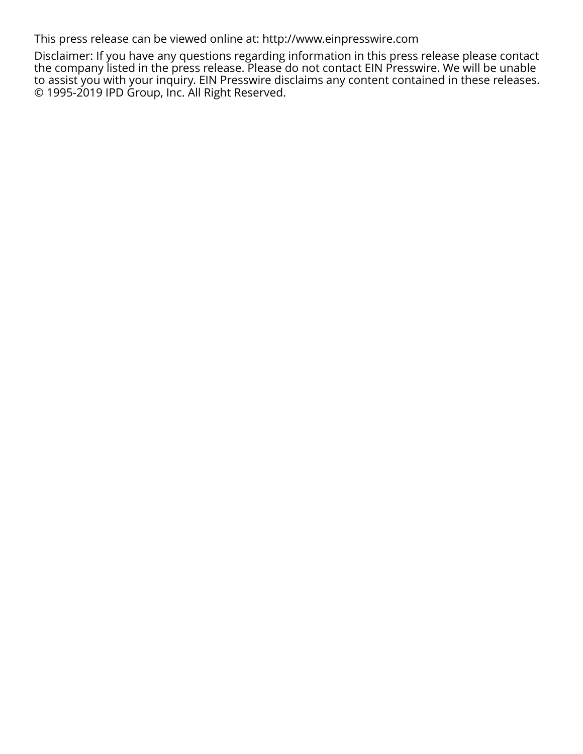This press release can be viewed online at: http://www.einpresswire.com

Disclaimer: If you have any questions regarding information in this press release please contact the company listed in the press release. Please do not contact EIN Presswire. We will be unable to assist you with your inquiry. EIN Presswire disclaims any content contained in these releases. © 1995-2019 IPD Group, Inc. All Right Reserved.